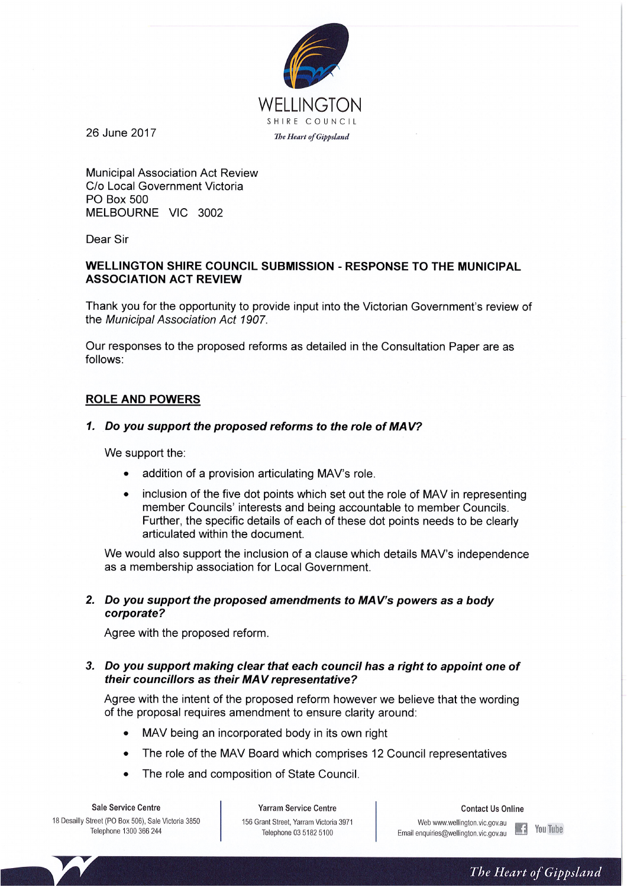WELLINGTON
SHIRE COUNCIL
*The Heart of Gippsland*

26 June 2017

Municipal Association Act Review
C/o Local Government Victoria
PO Box 500
MELBOURNE VIC 3002

Dear Sir

**WELLINGTON SHIRE COUNCIL SUBMISSION - RESPONSE TO THE MUNICIPAL ASSOCIATION ACT REVIEW**

Thank you for the opportunity to provide input into the Victorian Government's review of the *Municipal Association Act 1907*.

Our responses to the proposed reforms as detailed in the Consultation Paper are as follows:

## ROLE AND POWERS

### *1. Do you support the proposed reforms to the role of MAV?*

We support the:

- addition of a provision articulating MAV's role.
- inclusion of the five dot points which set out the role of MAV in representing member Councils' interests and being accountable to member Councils. Further, the specific details of each of these dot points needs to be clearly articulated within the document.

We would also support the inclusion of a clause which details MAV's independence as a membership association for Local Government.

### *2. Do you support the proposed amendments to MAV's powers as a body corporate?*

Agree with the proposed reform.

### *3. Do you support making clear that each council has a right to appoint one of their councillors as their MAV representative?*

Agree with the intent of the proposed reform however we believe that the wording of the proposal requires amendment to ensure clarity around:

- MAV being an incorporated body in its own right
- The role of the MAV Board which comprises 12 Council representatives
- The role and composition of State Council.

**Sale Service Centre**
18 Desailly Street (PO Box 506), Sale Victoria 3850
Telephone 1300 366 244

**Yarram Service Centre**
156 Grant Street, Yarram Victoria 3971
Telephone 03 5182 5100

**Contact Us Online**
Web www.wellington.vic.gov.au
Email enquiries@wellington.vic.gov.au

*The Heart of Gippsland*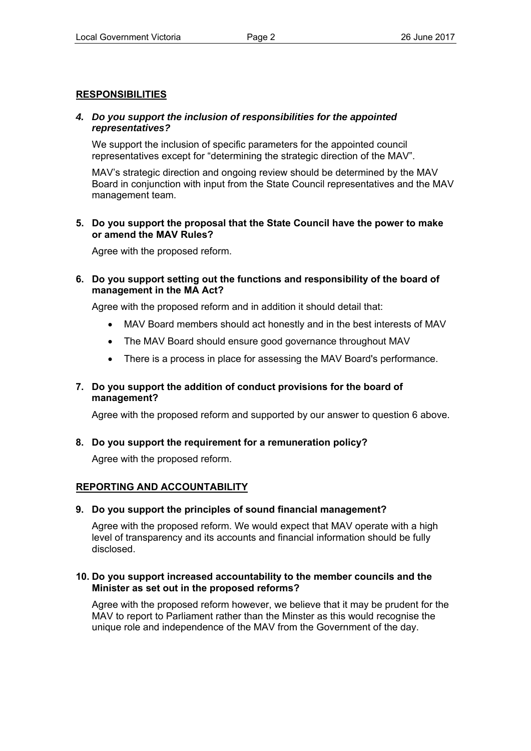## RESPONSIBILITIES

***4. Do you support the inclusion of responsibilities for the appointed representatives?***

We support the inclusion of specific parameters for the appointed council representatives except for "determining the strategic direction of the MAV".

MAV's strategic direction and ongoing review should be determined by the MAV Board in conjunction with input from the State Council representatives and the MAV management team.

**5. Do you support the proposal that the State Council have the power to make or amend the MAV Rules?**

Agree with the proposed reform.

**6. Do you support setting out the functions and responsibility of the board of management in the MA Act?**

Agree with the proposed reform and in addition it should detail that:

- MAV Board members should act honestly and in the best interests of MAV
- The MAV Board should ensure good governance throughout MAV
- There is a process in place for assessing the MAV Board's performance.

**7. Do you support the addition of conduct provisions for the board of management?**

Agree with the proposed reform and supported by our answer to question 6 above.

**8. Do you support the requirement for a remuneration policy?**

Agree with the proposed reform.

## REPORTING AND ACCOUNTABILITY

**9. Do you support the principles of sound financial management?**

Agree with the proposed reform. We would expect that MAV operate with a high level of transparency and its accounts and financial information should be fully disclosed.

**10. Do you support increased accountability to the member councils and the Minister as set out in the proposed reforms?**

Agree with the proposed reform however, we believe that it may be prudent for the MAV to report to Parliament rather than the Minster as this would recognise the unique role and independence of the MAV from the Government of the day.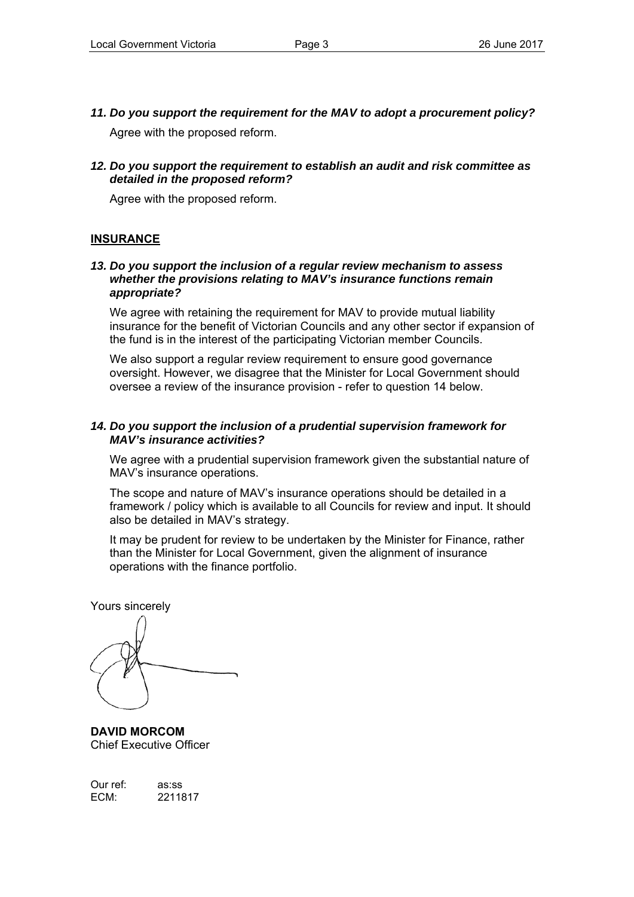***11. Do you support the requirement for the MAV to adopt a procurement policy?***

Agree with the proposed reform.

***12. Do you support the requirement to establish an audit and risk committee as detailed in the proposed reform?***

Agree with the proposed reform.

**INSURANCE**

***13. Do you support the inclusion of a regular review mechanism to assess whether the provisions relating to MAV's insurance functions remain appropriate?***

We agree with retaining the requirement for MAV to provide mutual liability insurance for the benefit of Victorian Councils and any other sector if expansion of the fund is in the interest of the participating Victorian member Councils.

We also support a regular review requirement to ensure good governance oversight. However, we disagree that the Minister for Local Government should oversee a review of the insurance provision - refer to question 14 below.

***14. Do you support the inclusion of a prudential supervision framework for MAV's insurance activities?***

We agree with a prudential supervision framework given the substantial nature of MAV's insurance operations.

The scope and nature of MAV's insurance operations should be detailed in a framework / policy which is available to all Councils for review and input. It should also be detailed in MAV's strategy.

It may be prudent for review to be undertaken by the Minister for Finance, rather than the Minister for Local Government, given the alignment of insurance operations with the finance portfolio.

Yours sincerely

**DAVID MORCOM**
Chief Executive Officer

Our ref: as:ss
ECM: 2211817